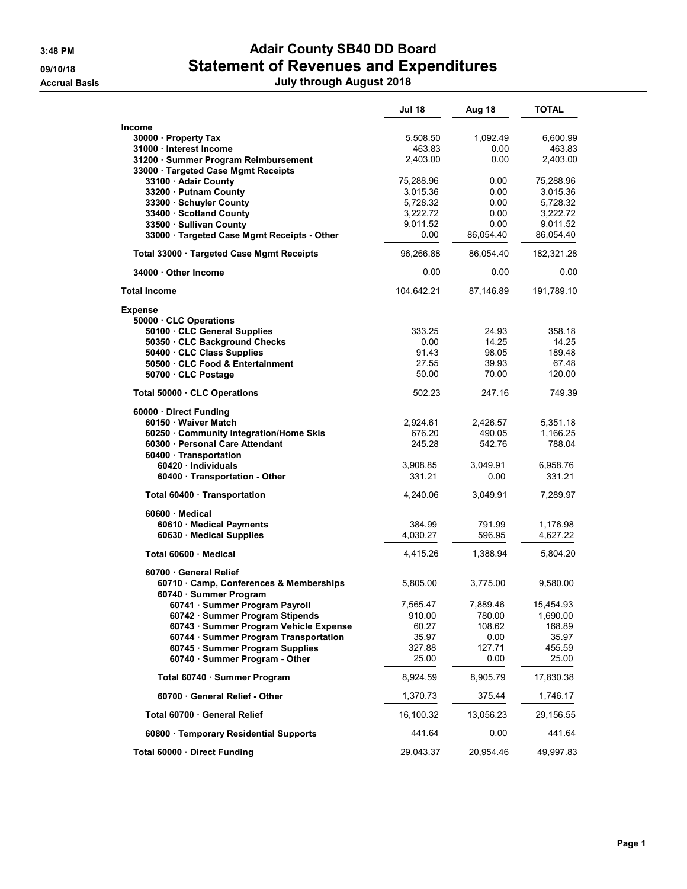# Adair County SB40 DD Board
## Statement of Revenues and Expenditures
### July through August 2018

3:48 PM
09/10/18
Accrual Basis

| | Jul 18 | Aug 18 | TOTAL |
|---|---|---|---|
| **Income** | | | |
| 30000 · Property Tax | 5,508.50 | 1,092.49 | 6,600.99 |
| 31000 · Interest Income | 463.83 | 0.00 | 463.83 |
| 31200 · Summer Program Reimbursement | 2,403.00 | 0.00 | 2,403.00 |
| 33000 · Targeted Case Mgmt Receipts | | | |
| 33100 · Adair County | 75,288.96 | 0.00 | 75,288.96 |
| 33200 · Putnam County | 3,015.36 | 0.00 | 3,015.36 |
| 33300 · Schuyler County | 5,728.32 | 0.00 | 5,728.32 |
| 33400 · Scotland County | 3,222.72 | 0.00 | 3,222.72 |
| 33500 · Sullivan County | 9,011.52 | 0.00 | 9,011.52 |
| 33000 · Targeted Case Mgmt Receipts - Other | 0.00 | 86,054.40 | 86,054.40 |
| Total 33000 · Targeted Case Mgmt Receipts | 96,266.88 | 86,054.40 | 182,321.28 |
| 34000 · Other Income | 0.00 | 0.00 | 0.00 |
| **Total Income** | 104,642.21 | 87,146.89 | 191,789.10 |
| **Expense** | | | |
| 50000 · CLC Operations | | | |
| 50100 · CLC General Supplies | 333.25 | 24.93 | 358.18 |
| 50350 · CLC Background Checks | 0.00 | 14.25 | 14.25 |
| 50400 · CLC Class Supplies | 91.43 | 98.05 | 189.48 |
| 50500 · CLC Food & Entertainment | 27.55 | 39.93 | 67.48 |
| 50700 · CLC Postage | 50.00 | 70.00 | 120.00 |
| Total 50000 · CLC Operations | 502.23 | 247.16 | 749.39 |
| 60000 · Direct Funding | | | |
| 60150 · Waiver Match | 2,924.61 | 2,426.57 | 5,351.18 |
| 60250 · Community Integration/Home Skls | 676.20 | 490.05 | 1,166.25 |
| 60300 · Personal Care Attendant | 245.28 | 542.76 | 788.04 |
| 60400 · Transportation | | | |
| 60420 · Individuals | 3,908.85 | 3,049.91 | 6,958.76 |
| 60400 · Transportation - Other | 331.21 | 0.00 | 331.21 |
| Total 60400 · Transportation | 4,240.06 | 3,049.91 | 7,289.97 |
| 60600 · Medical | | | |
| 60610 · Medical Payments | 384.99 | 791.99 | 1,176.98 |
| 60630 · Medical Supplies | 4,030.27 | 596.95 | 4,627.22 |
| Total 60600 · Medical | 4,415.26 | 1,388.94 | 5,804.20 |
| 60700 · General Relief | | | |
| 60710 · Camp, Conferences & Memberships | 5,805.00 | 3,775.00 | 9,580.00 |
| 60740 · Summer Program | | | |
| 60741 · Summer Program Payroll | 7,565.47 | 7,889.46 | 15,454.93 |
| 60742 · Summer Program Stipends | 910.00 | 780.00 | 1,690.00 |
| 60743 · Summer Program Vehicle Expense | 60.27 | 108.62 | 168.89 |
| 60744 · Summer Program Transportation | 35.97 | 0.00 | 35.97 |
| 60745 · Summer Program Supplies | 327.88 | 127.71 | 455.59 |
| 60740 · Summer Program - Other | 25.00 | 0.00 | 25.00 |
| Total 60740 · Summer Program | 8,924.59 | 8,905.79 | 17,830.38 |
| 60700 · General Relief - Other | 1,370.73 | 375.44 | 1,746.17 |
| Total 60700 · General Relief | 16,100.32 | 13,056.23 | 29,156.55 |
| 60800 · Temporary Residential Supports | 441.64 | 0.00 | 441.64 |
| Total 60000 · Direct Funding | 29,043.37 | 20,954.46 | 49,997.83 |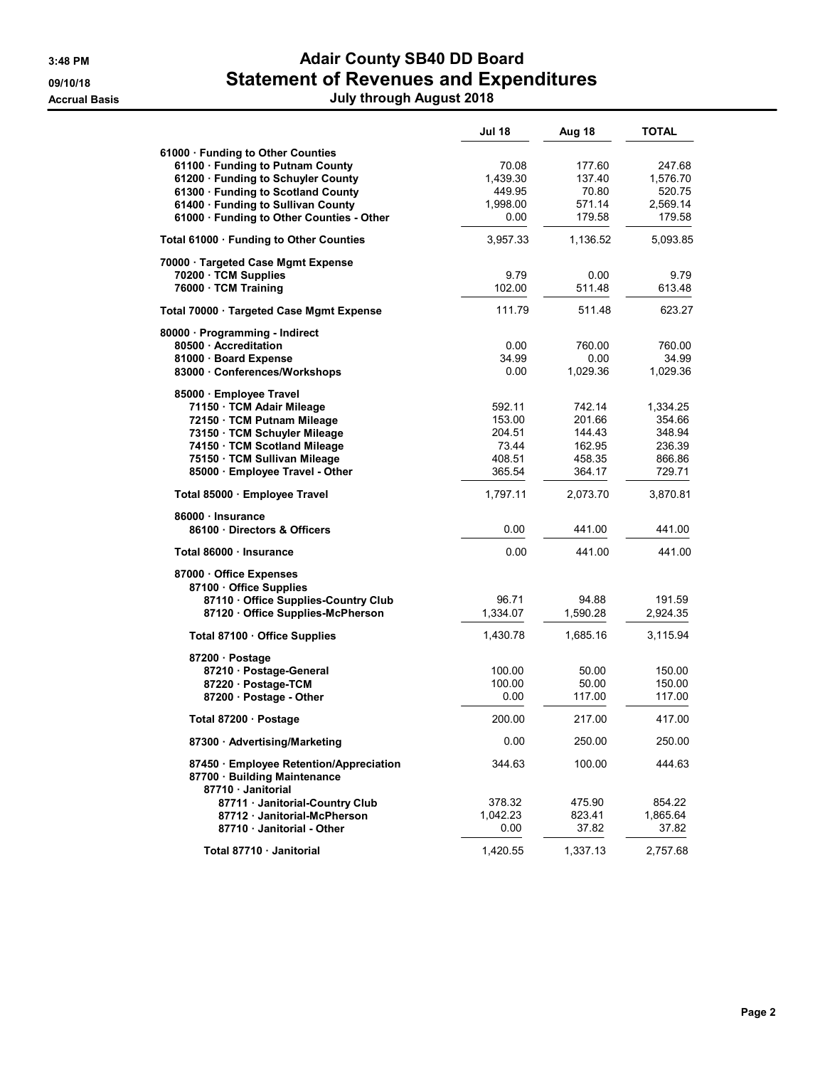# Adair County SB40 DD Board

## Statement of Revenues and Expenditures

### July through August 2018

3:48 PM
09/10/18
Accrual Basis

| | Jul 18 | Aug 18 | TOTAL |
|---|---|---|---|
| 61000 · Funding to Other Counties | | | |
| 61100 · Funding to Putnam County | 70.08 | 177.60 | 247.68 |
| 61200 · Funding to Schuyler County | 1,439.30 | 137.40 | 1,576.70 |
| 61300 · Funding to Scotland County | 449.95 | 70.80 | 520.75 |
| 61400 · Funding to Sullivan County | 1,998.00 | 571.14 | 2,569.14 |
| 61000 · Funding to Other Counties - Other | 0.00 | 179.58 | 179.58 |
| Total 61000 · Funding to Other Counties | 3,957.33 | 1,136.52 | 5,093.85 |
| 70000 · Targeted Case Mgmt Expense | | | |
| 70200 · TCM Supplies | 9.79 | 0.00 | 9.79 |
| 76000 · TCM Training | 102.00 | 511.48 | 613.48 |
| Total 70000 · Targeted Case Mgmt Expense | 111.79 | 511.48 | 623.27 |
| 80000 · Programming - Indirect | | | |
| 80500 · Accreditation | 0.00 | 760.00 | 760.00 |
| 81000 · Board Expense | 34.99 | 0.00 | 34.99 |
| 83000 · Conferences/Workshops | 0.00 | 1,029.36 | 1,029.36 |
| 85000 · Employee Travel | | | |
| 71150 · TCM Adair Mileage | 592.11 | 742.14 | 1,334.25 |
| 72150 · TCM Putnam Mileage | 153.00 | 201.66 | 354.66 |
| 73150 · TCM Schuyler Mileage | 204.51 | 144.43 | 348.94 |
| 74150 · TCM Scotland Mileage | 73.44 | 162.95 | 236.39 |
| 75150 · TCM Sullivan Mileage | 408.51 | 458.35 | 866.86 |
| 85000 · Employee Travel - Other | 365.54 | 364.17 | 729.71 |
| Total 85000 · Employee Travel | 1,797.11 | 2,073.70 | 3,870.81 |
| 86000 · Insurance | | | |
| 86100 · Directors & Officers | 0.00 | 441.00 | 441.00 |
| Total 86000 · Insurance | 0.00 | 441.00 | 441.00 |
| 87000 · Office Expenses | | | |
| 87100 · Office Supplies | | | |
| 87110 · Office Supplies-Country Club | 96.71 | 94.88 | 191.59 |
| 87120 · Office Supplies-McPherson | 1,334.07 | 1,590.28 | 2,924.35 |
| Total 87100 · Office Supplies | 1,430.78 | 1,685.16 | 3,115.94 |
| 87200 · Postage | | | |
| 87210 · Postage-General | 100.00 | 50.00 | 150.00 |
| 87220 · Postage-TCM | 100.00 | 50.00 | 150.00 |
| 87200 · Postage - Other | 0.00 | 117.00 | 117.00 |
| Total 87200 · Postage | 200.00 | 217.00 | 417.00 |
| 87300 · Advertising/Marketing | 0.00 | 250.00 | 250.00 |
| 87450 · Employee Retention/Appreciation | 344.63 | 100.00 | 444.63 |
| 87700 · Building Maintenance | | | |
| 87710 · Janitorial | | | |
| 87711 · Janitorial-Country Club | 378.32 | 475.90 | 854.22 |
| 87712 · Janitorial-McPherson | 1,042.23 | 823.41 | 1,865.64 |
| 87710 · Janitorial - Other | 0.00 | 37.82 | 37.82 |
| Total 87710 · Janitorial | 1,420.55 | 1,337.13 | 2,757.68 |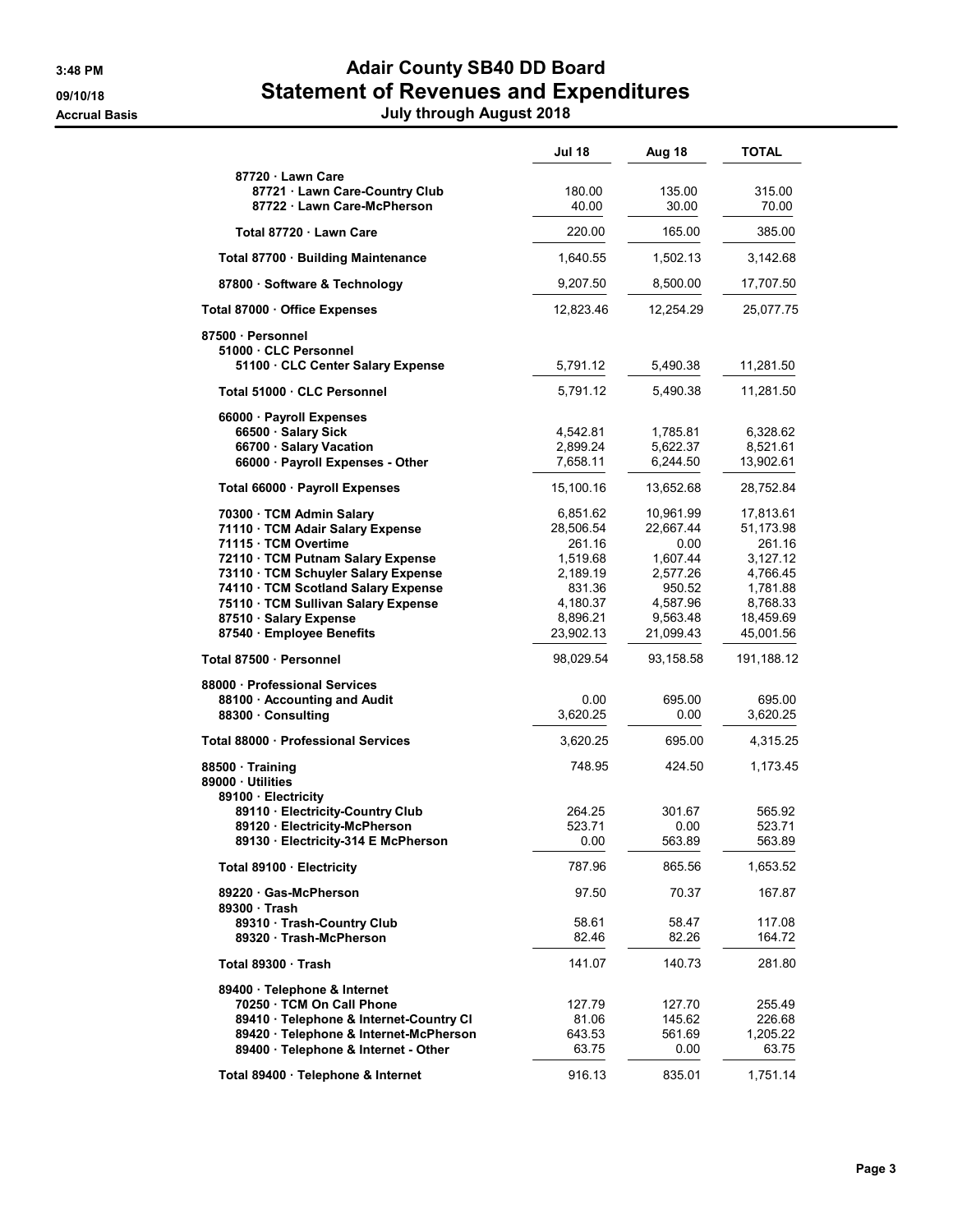# Adair County SB40 DD Board

## Statement of Revenues and Expenditures

### July through August 2018

3:48 PM
09/10/18
Accrual Basis

| | Jul 18 | Aug 18 | TOTAL |
|---|---|---|---|
| 87720 · Lawn Care | | | |
| 87721 · Lawn Care-Country Club | 180.00 | 135.00 | 315.00 |
| 87722 · Lawn Care-McPherson | 40.00 | 30.00 | 70.00 |
| **Total 87720 · Lawn Care** | 220.00 | 165.00 | 385.00 |
| **Total 87700 · Building Maintenance** | 1,640.55 | 1,502.13 | 3,142.68 |
| 87800 · Software & Technology | 9,207.50 | 8,500.00 | 17,707.50 |
| **Total 87000 · Office Expenses** | 12,823.46 | 12,254.29 | 25,077.75 |
| 87500 · Personnel | | | |
| 51000 · CLC Personnel | | | |
| 51100 · CLC Center Salary Expense | 5,791.12 | 5,490.38 | 11,281.50 |
| **Total 51000 · CLC Personnel** | 5,791.12 | 5,490.38 | 11,281.50 |
| 66000 · Payroll Expenses | | | |
| 66500 · Salary Sick | 4,542.81 | 1,785.81 | 6,328.62 |
| 66700 · Salary Vacation | 2,899.24 | 5,622.37 | 8,521.61 |
| 66000 · Payroll Expenses - Other | 7,658.11 | 6,244.50 | 13,902.61 |
| **Total 66000 · Payroll Expenses** | 15,100.16 | 13,652.68 | 28,752.84 |
| 70300 · TCM Admin Salary | 6,851.62 | 10,961.99 | 17,813.61 |
| 71110 · TCM Adair Salary Expense | 28,506.54 | 22,667.44 | 51,173.98 |
| 71115 · TCM Overtime | 261.16 | 0.00 | 261.16 |
| 72110 · TCM Putnam Salary Expense | 1,519.68 | 1,607.44 | 3,127.12 |
| 73110 · TCM Schuyler Salary Expense | 2,189.19 | 2,577.26 | 4,766.45 |
| 74110 · TCM Scotland Salary Expense | 831.36 | 950.52 | 1,781.88 |
| 75110 · TCM Sullivan Salary Expense | 4,180.37 | 4,587.96 | 8,768.33 |
| 87510 · Salary Expense | 8,896.21 | 9,563.48 | 18,459.69 |
| 87540 · Employee Benefits | 23,902.13 | 21,099.43 | 45,001.56 |
| **Total 87500 · Personnel** | 98,029.54 | 93,158.58 | 191,188.12 |
| 88000 · Professional Services | | | |
| 88100 · Accounting and Audit | 0.00 | 695.00 | 695.00 |
| 88300 · Consulting | 3,620.25 | 0.00 | 3,620.25 |
| **Total 88000 · Professional Services** | 3,620.25 | 695.00 | 4,315.25 |
| 88500 · Training | 748.95 | 424.50 | 1,173.45 |
| 89000 · Utilities | | | |
| 89100 · Electricity | | | |
| 89110 · Electricity-Country Club | 264.25 | 301.67 | 565.92 |
| 89120 · Electricity-McPherson | 523.71 | 0.00 | 523.71 |
| 89130 · Electricity-314 E McPherson | 0.00 | 563.89 | 563.89 |
| **Total 89100 · Electricity** | 787.96 | 865.56 | 1,653.52 |
| 89220 · Gas-McPherson | 97.50 | 70.37 | 167.87 |
| 89300 · Trash | | | |
| 89310 · Trash-Country Club | 58.61 | 58.47 | 117.08 |
| 89320 · Trash-McPherson | 82.46 | 82.26 | 164.72 |
| **Total 89300 · Trash** | 141.07 | 140.73 | 281.80 |
| 89400 · Telephone & Internet | | | |
| 70250 · TCM On Call Phone | 127.79 | 127.70 | 255.49 |
| 89410 · Telephone & Internet-Country Cl | 81.06 | 145.62 | 226.68 |
| 89420 · Telephone & Internet-McPherson | 643.53 | 561.69 | 1,205.22 |
| 89400 · Telephone & Internet - Other | 63.75 | 0.00 | 63.75 |
| **Total 89400 · Telephone & Internet** | 916.13 | 835.01 | 1,751.14 |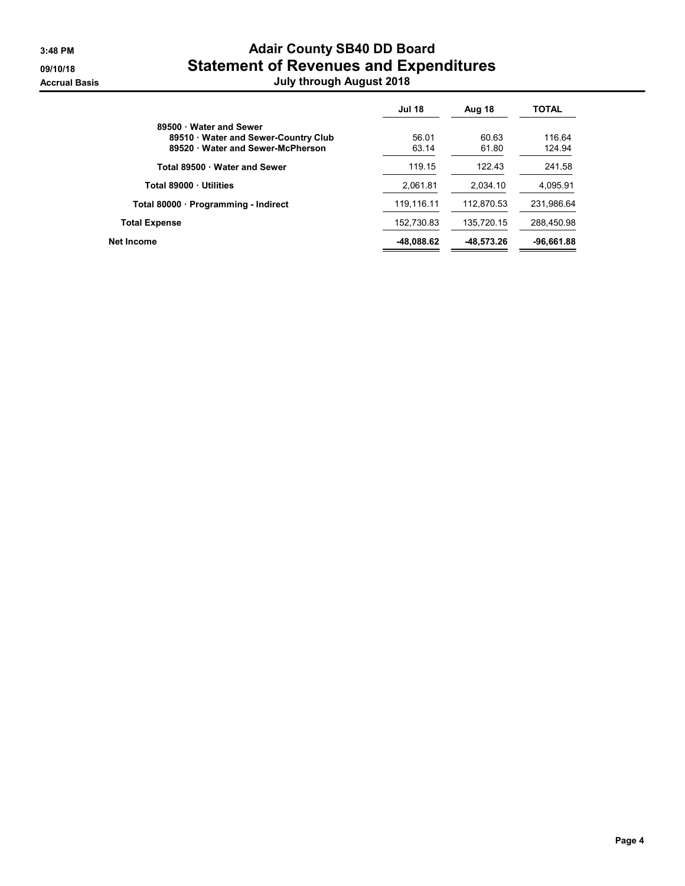# Adair County SB40 DD Board

## Statement of Revenues and Expenditures

### July through August 2018

3:48 PM
09/10/18
Accrual Basis

| | Jul 18 | Aug 18 | TOTAL |
|---|---|---|---|
| 89500 · Water and Sewer | | | |
| 89510 · Water and Sewer-Country Club | 56.01 | 60.63 | 116.64 |
| 89520 · Water and Sewer-McPherson | 63.14 | 61.80 | 124.94 |
| **Total 89500 · Water and Sewer** | 119.15 | 122.43 | 241.58 |
| **Total 89000 · Utilities** | 2,061.81 | 2,034.10 | 4,095.91 |
| **Total 80000 · Programming - Indirect** | 119,116.11 | 112,870.53 | 231,986.64 |
| **Total Expense** | 152,730.83 | 135,720.15 | 288,450.98 |
| **Net Income** | **-48,088.62** | **-48,573.26** | **-96,661.88** |